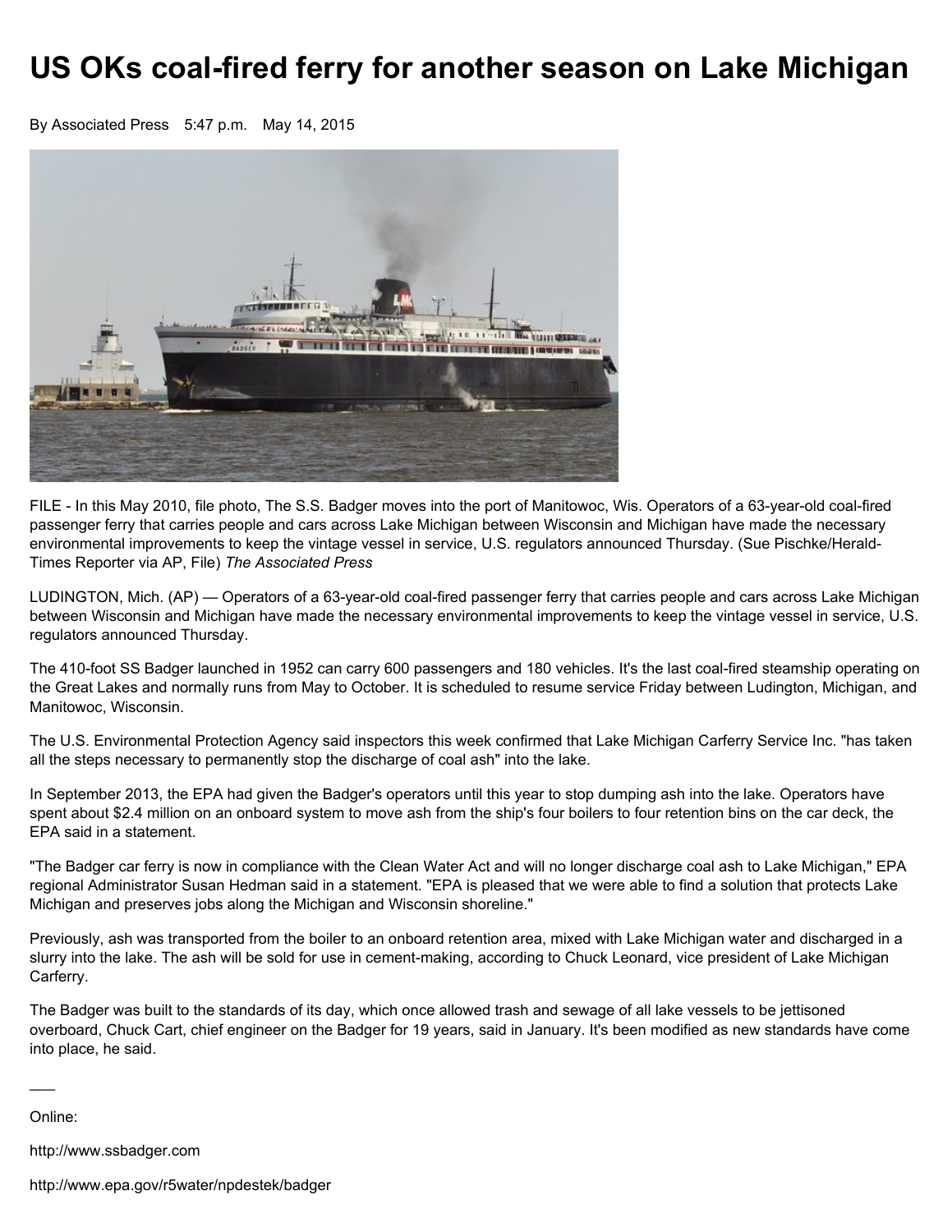# US OKs coal-fired ferry for another season on Lake Michigan

By Associated Press 5:47 p.m. May 14, 2015

FILE - In this May 2010, file photo, The S.S. Badger moves into the port of Manitowoc, Wis. Operators of a 63-year-old coal-fired passenger ferry that carries people and cars across Lake Michigan between Wisconsin and Michigan have made the necessary environmental improvements to keep the vintage vessel in service, U.S. regulators announced Thursday. (Sue Pischke/Herald-Times Reporter via AP, File) *The Associated Press*

LUDINGTON, Mich. (AP) — Operators of a 63-year-old coal-fired passenger ferry that carries people and cars across Lake Michigan between Wisconsin and Michigan have made the necessary environmental improvements to keep the vintage vessel in service, U.S. regulators announced Thursday.

The 410-foot SS Badger launched in 1952 can carry 600 passengers and 180 vehicles. It's the last coal-fired steamship operating on the Great Lakes and normally runs from May to October. It is scheduled to resume service Friday between Ludington, Michigan, and Manitowoc, Wisconsin.

The U.S. Environmental Protection Agency said inspectors this week confirmed that Lake Michigan Carferry Service Inc. "has taken all the steps necessary to permanently stop the discharge of coal ash" into the lake.

In September 2013, the EPA had given the Badger's operators until this year to stop dumping ash into the lake. Operators have spent about $2.4 million on an onboard system to move ash from the ship's four boilers to four retention bins on the car deck, the EPA said in a statement.

"The Badger car ferry is now in compliance with the Clean Water Act and will no longer discharge coal ash to Lake Michigan," EPA regional Administrator Susan Hedman said in a statement. "EPA is pleased that we were able to find a solution that protects Lake Michigan and preserves jobs along the Michigan and Wisconsin shoreline."

Previously, ash was transported from the boiler to an onboard retention area, mixed with Lake Michigan water and discharged in a slurry into the lake. The ash will be sold for use in cement-making, according to Chuck Leonard, vice president of Lake Michigan Carferry.

The Badger was built to the standards of its day, which once allowed trash and sewage of all lake vessels to be jettisoned overboard, Chuck Cart, chief engineer on the Badger for 19 years, said in January. It's been modified as new standards have come into place, he said.

\_\_\_

Online:

http://www.ssbadger.com

http://www.epa.gov/r5water/npdestek/badger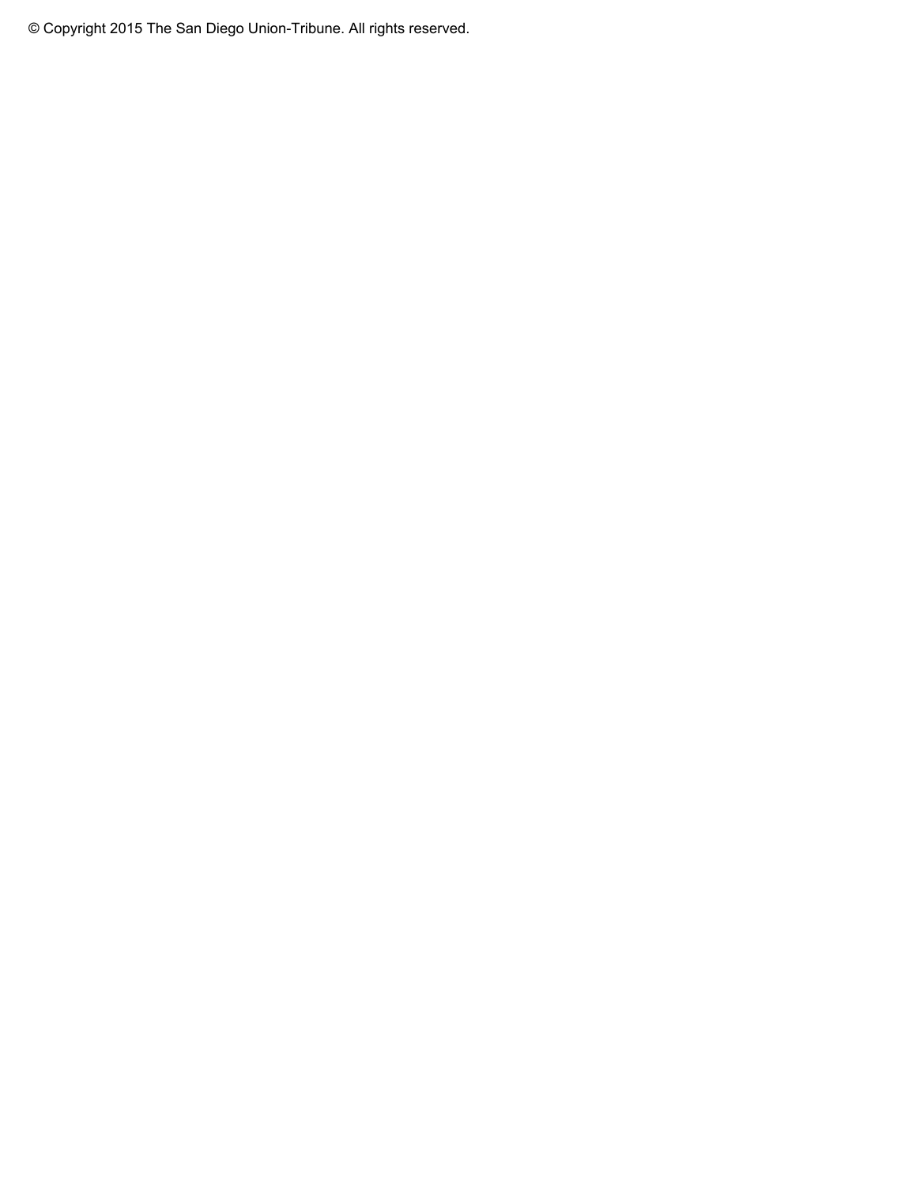© Copyright 2015 The San Diego Union-Tribune. All rights reserved.